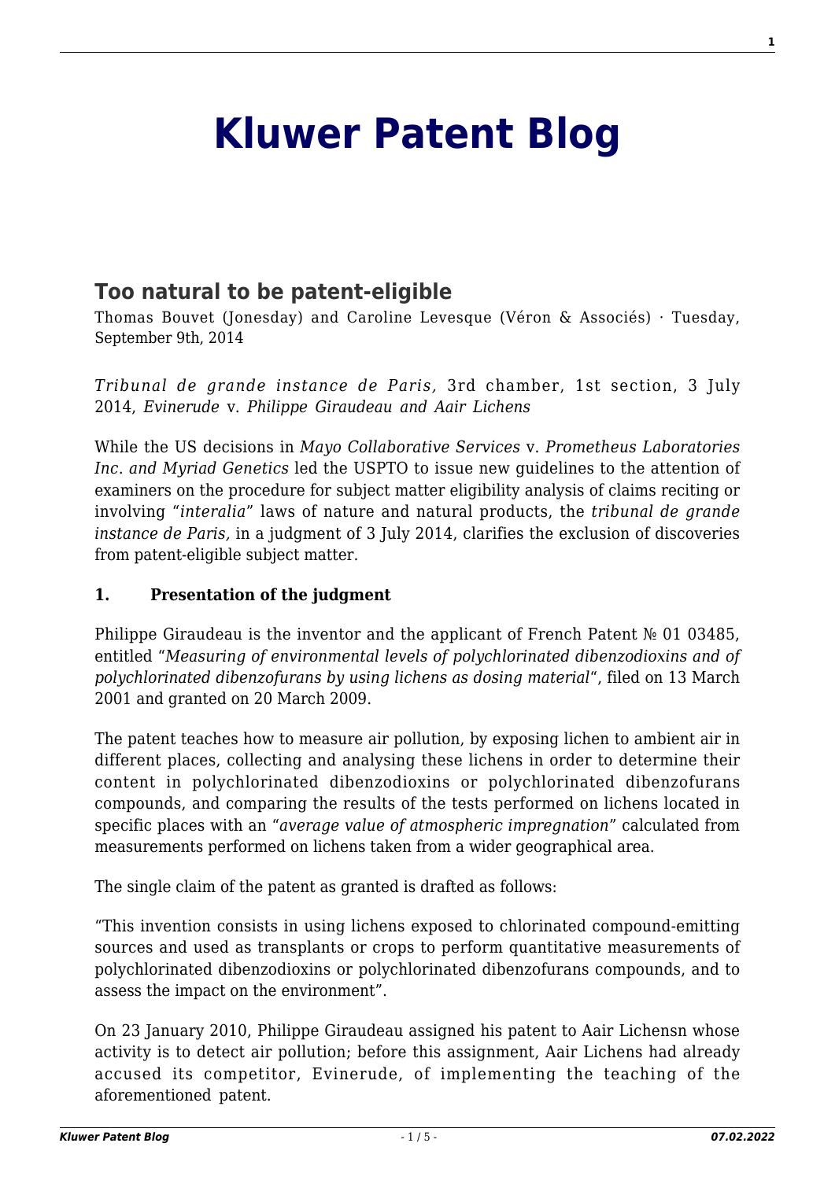# Kluwer Patent Blog

## Too natural to be patent-eligible

Thomas Bouvet (Jonesday) and Caroline Levesque (Véron & Associés) · Tuesday, September 9th, 2014

*Tribunal de grande instance de Paris,* 3rd chamber, 1st section, 3 July 2014, *Evinerude* v. *Philippe Giraudeau and Aair Lichens*

While the US decisions in *Mayo Collaborative Services* v. *Prometheus Laboratories Inc. and Myriad Genetics* led the USPTO to issue new guidelines to the attention of examiners on the procedure for subject matter eligibility analysis of claims reciting or involving "*interalia*" laws of nature and natural products, the *tribunal de grande instance de Paris,* in a judgment of 3 July 2014, clarifies the exclusion of discoveries from patent-eligible subject matter.

**1. Presentation of the judgment**

Philippe Giraudeau is the inventor and the applicant of French Patent № 01 03485, entitled "*Measuring of environmental levels of polychlorinated dibenzodioxins and of polychlorinated dibenzofurans by using lichens as dosing material*", filed on 13 March 2001 and granted on 20 March 2009.

The patent teaches how to measure air pollution, by exposing lichen to ambient air in different places, collecting and analysing these lichens in order to determine their content in polychlorinated dibenzodioxins or polychlorinated dibenzofurans compounds, and comparing the results of the tests performed on lichens located in specific places with an "*average value of atmospheric impregnation*" calculated from measurements performed on lichens taken from a wider geographical area.

The single claim of the patent as granted is drafted as follows:

"This invention consists in using lichens exposed to chlorinated compound-emitting sources and used as transplants or crops to perform quantitative measurements of polychlorinated dibenzodioxins or polychlorinated dibenzofurans compounds, and to assess the impact on the environment".

On 23 January 2010, Philippe Giraudeau assigned his patent to Aair Lichensn whose activity is to detect air pollution; before this assignment, Aair Lichens had already accused its competitor, Evinerude, of implementing the teaching of the aforementioned patent.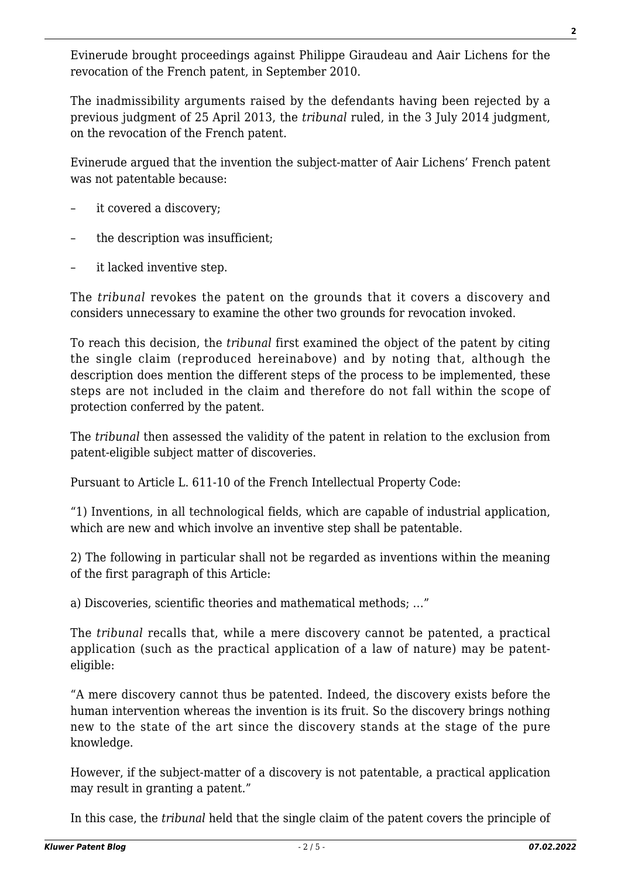Evinerude brought proceedings against Philippe Giraudeau and Aair Lichens for the revocation of the French patent, in September 2010.

The inadmissibility arguments raised by the defendants having been rejected by a previous judgment of 25 April 2013, the *tribunal* ruled, in the 3 July 2014 judgment, on the revocation of the French patent.

Evinerude argued that the invention the subject-matter of Aair Lichens' French patent was not patentable because:

- it covered a discovery;
- the description was insufficient;
- it lacked inventive step.

The *tribunal* revokes the patent on the grounds that it covers a discovery and considers unnecessary to examine the other two grounds for revocation invoked.

To reach this decision, the *tribunal* first examined the object of the patent by citing the single claim (reproduced hereinabove) and by noting that, although the description does mention the different steps of the process to be implemented, these steps are not included in the claim and therefore do not fall within the scope of protection conferred by the patent.

The *tribunal* then assessed the validity of the patent in relation to the exclusion from patent-eligible subject matter of discoveries.

Pursuant to Article L. 611-10 of the French Intellectual Property Code:

"1) Inventions, in all technological fields, which are capable of industrial application, which are new and which involve an inventive step shall be patentable.

2) The following in particular shall not be regarded as inventions within the meaning of the first paragraph of this Article:

a) Discoveries, scientific theories and mathematical methods; …"

The *tribunal* recalls that, while a mere discovery cannot be patented, a practical application (such as the practical application of a law of nature) may be patent-eligible:

"A mere discovery cannot thus be patented. Indeed, the discovery exists before the human intervention whereas the invention is its fruit. So the discovery brings nothing new to the state of the art since the discovery stands at the stage of the pure knowledge.

However, if the subject-matter of a discovery is not patentable, a practical application may result in granting a patent."

In this case, the *tribunal* held that the single claim of the patent covers the principle of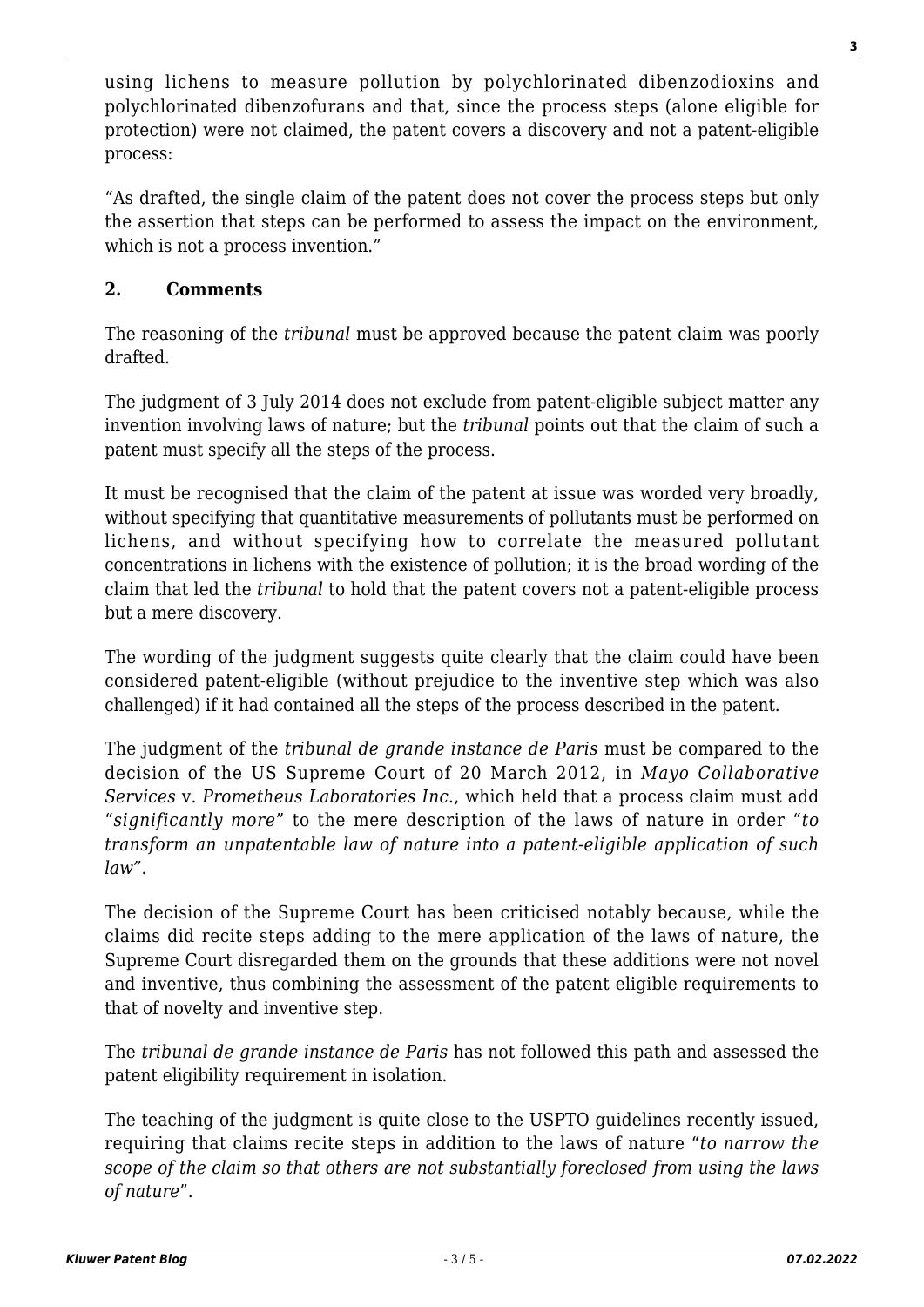using lichens to measure pollution by polychlorinated dibenzodioxins and polychlorinated dibenzofurans and that, since the process steps (alone eligible for protection) were not claimed, the patent covers a discovery and not a patent-eligible process:

"As drafted, the single claim of the patent does not cover the process steps but only the assertion that steps can be performed to assess the impact on the environment, which is not a process invention."

## 2. Comments

The reasoning of the *tribunal* must be approved because the patent claim was poorly drafted.

The judgment of 3 July 2014 does not exclude from patent-eligible subject matter any invention involving laws of nature; but the *tribunal* points out that the claim of such a patent must specify all the steps of the process.

It must be recognised that the claim of the patent at issue was worded very broadly, without specifying that quantitative measurements of pollutants must be performed on lichens, and without specifying how to correlate the measured pollutant concentrations in lichens with the existence of pollution; it is the broad wording of the claim that led the *tribunal* to hold that the patent covers not a patent-eligible process but a mere discovery.

The wording of the judgment suggests quite clearly that the claim could have been considered patent-eligible (without prejudice to the inventive step which was also challenged) if it had contained all the steps of the process described in the patent.

The judgment of the *tribunal de grande instance de Paris* must be compared to the decision of the US Supreme Court of 20 March 2012, in *Mayo Collaborative Services* v. *Prometheus Laboratories Inc.*, which held that a process claim must add "*significantly more*" to the mere description of the laws of nature in order "*to transform an unpatentable law of nature into a patent-eligible application of such law"*.

The decision of the Supreme Court has been criticised notably because, while the claims did recite steps adding to the mere application of the laws of nature, the Supreme Court disregarded them on the grounds that these additions were not novel and inventive, thus combining the assessment of the patent eligible requirements to that of novelty and inventive step.

The *tribunal de grande instance de Paris* has not followed this path and assessed the patent eligibility requirement in isolation.

The teaching of the judgment is quite close to the USPTO guidelines recently issued, requiring that claims recite steps in addition to the laws of nature "*to narrow the scope of the claim so that others are not substantially foreclosed from using the laws of nature*".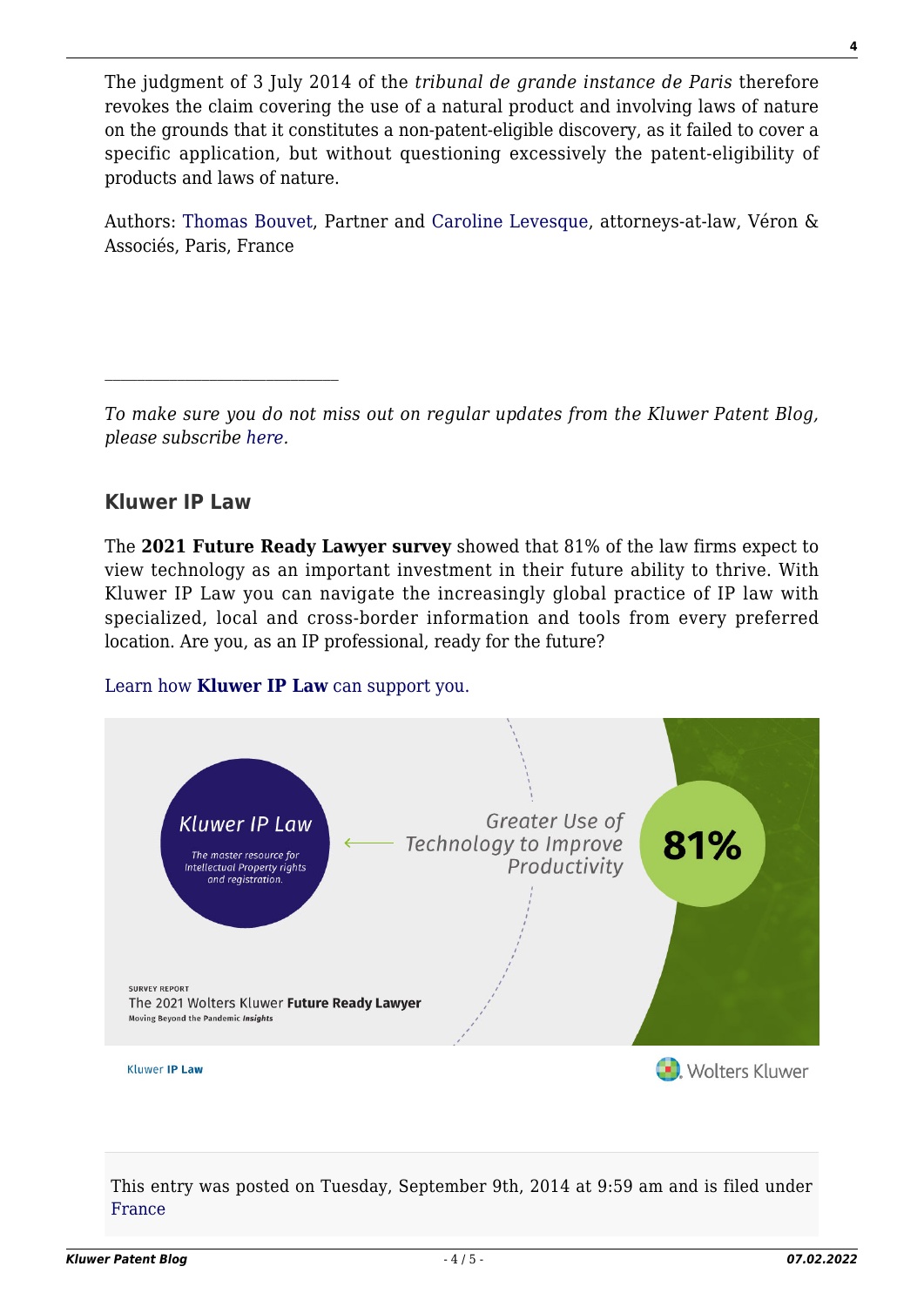The judgment of 3 July 2014 of the *tribunal de grande instance de Paris* therefore revokes the claim covering the use of a natural product and involving laws of nature on the grounds that it constitutes a non-patent-eligible discovery, as it failed to cover a specific application, but without questioning excessively the patent-eligibility of products and laws of nature.

Authors: Thomas Bouvet, Partner and Caroline Levesque, attorneys-at-law, Véron & Associés, Paris, France

---

*To make sure you do not miss out on regular updates from the Kluwer Patent Blog, please subscribe here.*

### Kluwer IP Law

The **2021 Future Ready Lawyer survey** showed that 81% of the law firms expect to view technology as an important investment in their future ability to thrive. With Kluwer IP Law you can navigate the increasingly global practice of IP law with specialized, local and cross-border information and tools from every preferred location. Are you, as an IP professional, ready for the future?

Learn how **Kluwer IP Law** can support you.

Kluwer IP Law
The master resource for Intellectual Property rights and registration.
Greater Use of Technology to Improve Productivity
81%
SURVEY REPORT
The 2021 Wolters Kluwer **Future Ready Lawyer**
Moving Beyond the Pandemic *Insights*
Kluwer **IP Law**
Wolters Kluwer

This entry was posted on Tuesday, September 9th, 2014 at 9:59 am and is filed under France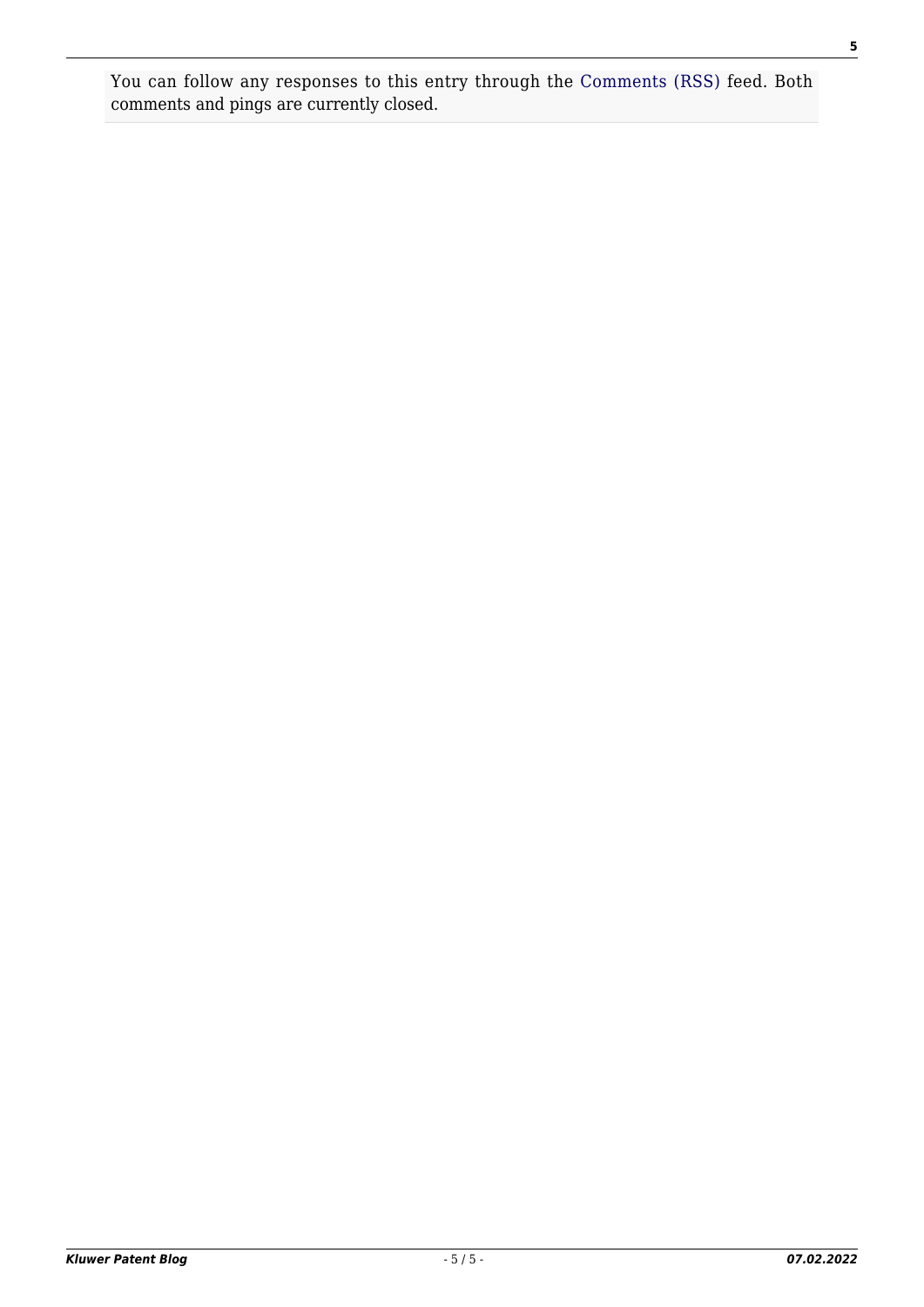You can follow any responses to this entry through the Comments (RSS) feed. Both comments and pings are currently closed.